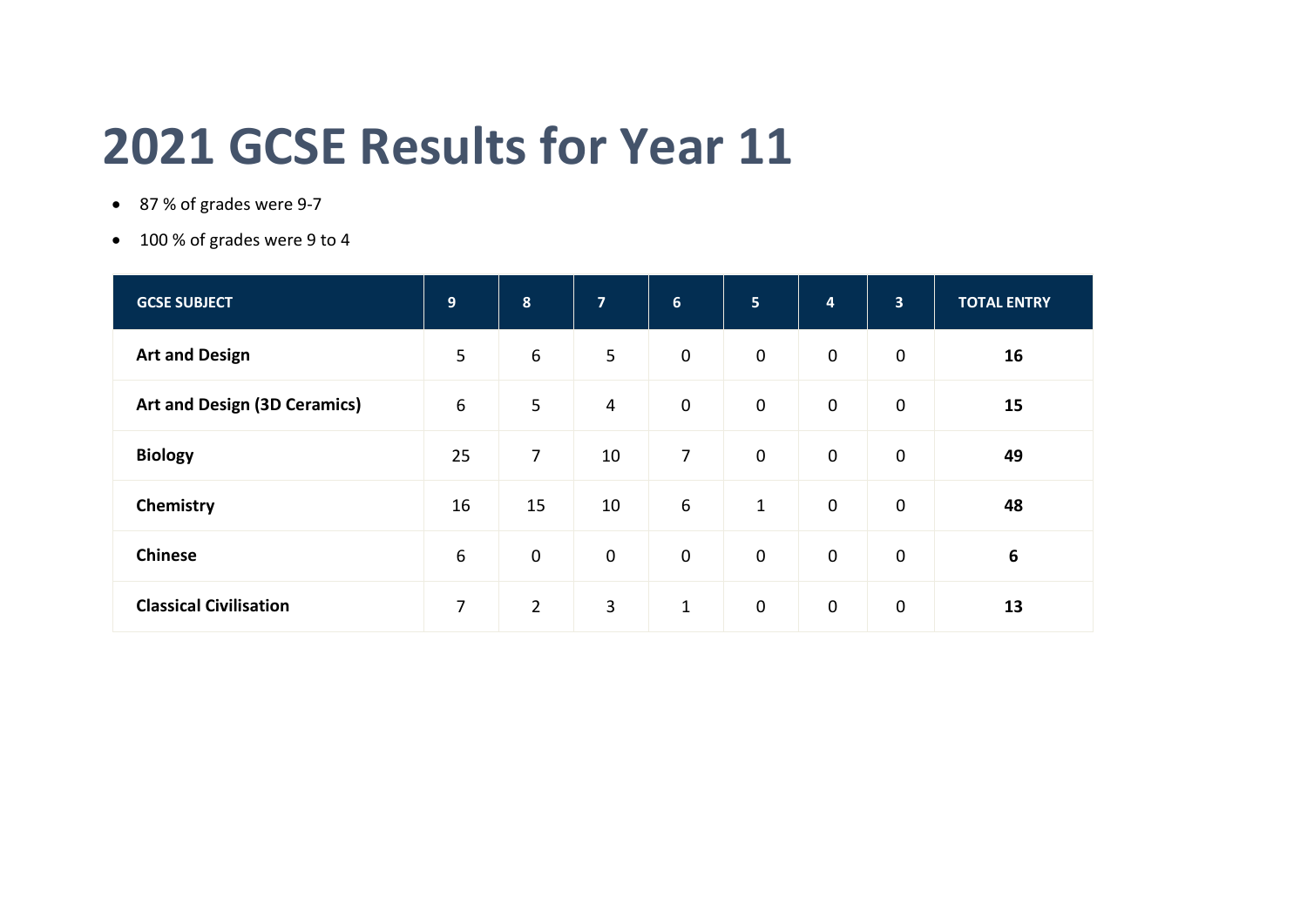# 2021 GCSE Results for Year 11

- 87 % of grades were 9-7
- 100 % of grades were 9 to 4

| GCSE SUBJECT | 9 | 8 | 7 | 6 | 5 | 4 | 3 | TOTAL ENTRY |
|---|---|---|---|---|---|---|---|---|
| **Art and Design** | 5 | 6 | 5 | 0 | 0 | 0 | 0 | **16** |
| **Art and Design (3D Ceramics)** | 6 | 5 | 4 | 0 | 0 | 0 | 0 | **15** |
| **Biology** | 25 | 7 | 10 | 7 | 0 | 0 | 0 | **49** |
| **Chemistry** | 16 | 15 | 10 | 6 | 1 | 0 | 0 | **48** |
| **Chinese** | 6 | 0 | 0 | 0 | 0 | 0 | 0 | **6** |
| **Classical Civilisation** | 7 | 2 | 3 | 1 | 0 | 0 | 0 | **13** |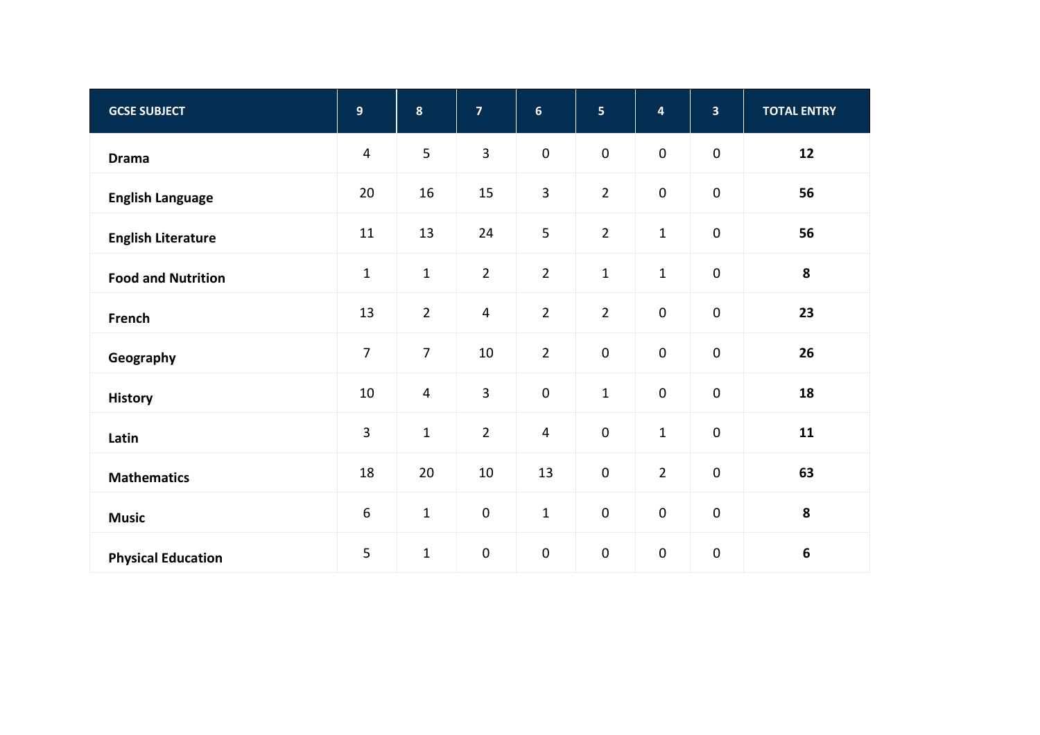| GCSE SUBJECT | 9 | 8 | 7 | 6 | 5 | 4 | 3 | TOTAL ENTRY |
|---|---|---|---|---|---|---|---|---|
| **Drama** | 4 | 5 | 3 | 0 | 0 | 0 | 0 | **12** |
| **English Language** | 20 | 16 | 15 | 3 | 2 | 0 | 0 | **56** |
| **English Literature** | 11 | 13 | 24 | 5 | 2 | 1 | 0 | **56** |
| **Food and Nutrition** | 1 | 1 | 2 | 2 | 1 | 1 | 0 | **8** |
| **French** | 13 | 2 | 4 | 2 | 2 | 0 | 0 | **23** |
| **Geography** | 7 | 7 | 10 | 2 | 0 | 0 | 0 | **26** |
| **History** | 10 | 4 | 3 | 0 | 1 | 0 | 0 | **18** |
| **Latin** | 3 | 1 | 2 | 4 | 0 | 1 | 0 | **11** |
| **Mathematics** | 18 | 20 | 10 | 13 | 0 | 2 | 0 | **63** |
| **Music** | 6 | 1 | 0 | 1 | 0 | 0 | 0 | **8** |
| **Physical Education** | 5 | 1 | 0 | 0 | 0 | 0 | 0 | **6** |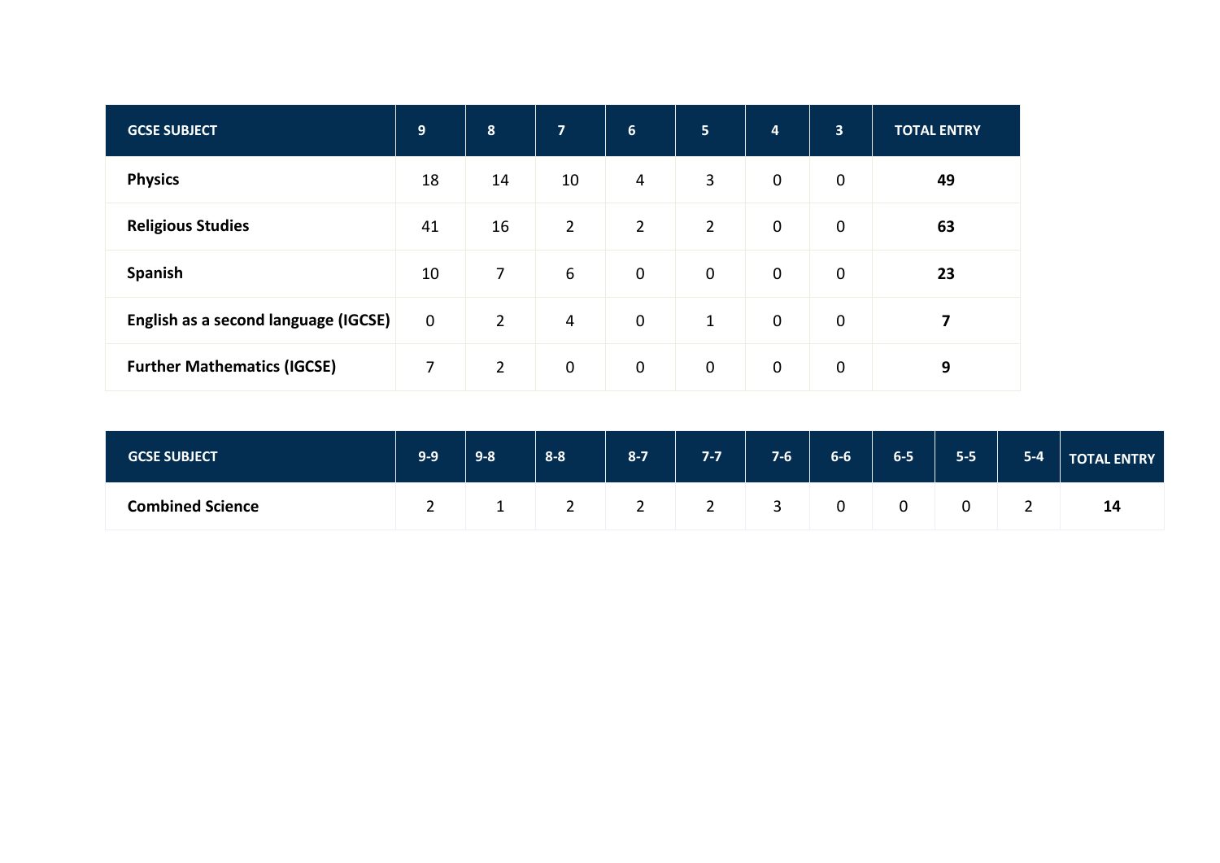| GCSE SUBJECT | 9 | 8 | 7 | 6 | 5 | 4 | 3 | TOTAL ENTRY |
|---|---|---|---|---|---|---|---|---|
| **Physics** | 18 | 14 | 10 | 4 | 3 | 0 | 0 | **49** |
| **Religious Studies** | 41 | 16 | 2 | 2 | 2 | 0 | 0 | **63** |
| **Spanish** | 10 | 7 | 6 | 0 | 0 | 0 | 0 | **23** |
| **English as a second language (IGCSE)** | 0 | 2 | 4 | 0 | 1 | 0 | 0 | **7** |
| **Further Mathematics (IGCSE)** | 7 | 2 | 0 | 0 | 0 | 0 | 0 | **9** |

| GCSE SUBJECT | 9-9 | 9-8 | 8-8 | 8-7 | 7-7 | 7-6 | 6-6 | 6-5 | 5-5 | 5-4 | TOTAL ENTRY |
|---|---|---|---|---|---|---|---|---|---|---|---|
| **Combined Science** | 2 | 1 | 2 | 2 | 2 | 3 | 0 | 0 | 0 | 2 | **14** |